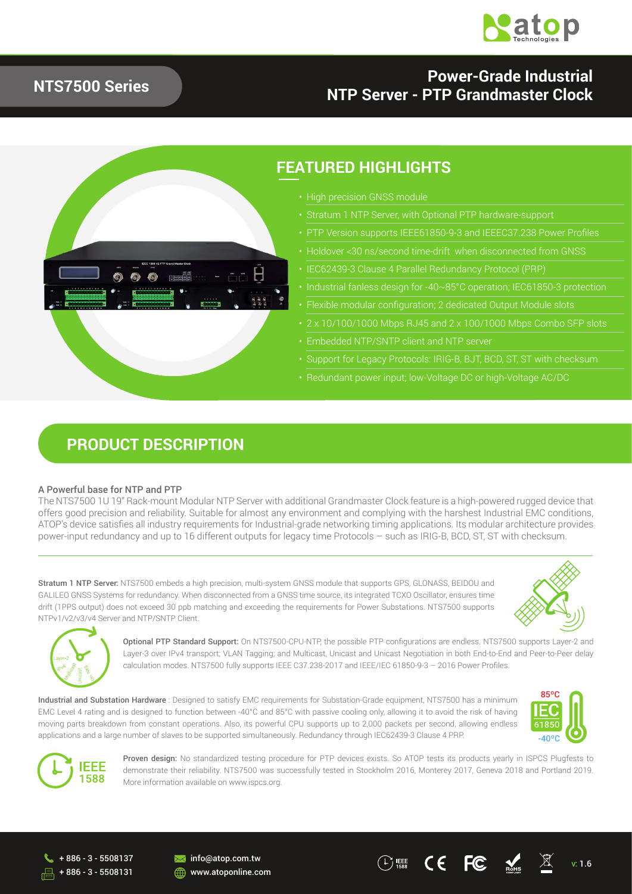## NTS7500 Series

# Power-Grade Industrial NTP Server - PTP Grandmaster Clock

## FEATURED HIGHLIGHTS

- High precision GNSS module
- Stratum 1 NTP Server, with Optional PTP hardware-support
- PTP Version supports IEEE61850-9-3 and IEEEC37.238 Power Profiles
- Holdover <30 ns/second time-drift when disconnected from GNSS
- IEC62439-3 Clause 4 Parallel Redundancy Protocol (PRP)
- Industrial fanless design for -40~85°C operation; IEC61850-3 protection
- Flexible modular configuration; 2 dedicated Output Module slots
- 2 x 10/100/1000 Mbps RJ45 and 2 x 100/1000 Mbps Combo SFP slots
- Embedded NTP/SNTP client and NTP server
- Support for Legacy Protocols: IRIG-B, BJT, BCD, ST, ST with checksum
- Redundant power input; low-Voltage DC or high-Voltage AC/DC

## PRODUCT DESCRIPTION

### A Powerful base for NTP and PTP

The NTS7500 1U 19" Rack-mount Modular NTP Server with additional Grandmaster Clock feature is a high-powered rugged device that offers good precision and reliability. Suitable for almost any environment and complying with the harshest Industrial EMC conditions, ATOP's device satisfies all industry requirements for Industrial-grade networking timing applications. Its modular architecture provides power-input redundancy and up to 16 different outputs for legacy time Protocols – such as IRIG-B, BCD, ST, ST with checksum.

**Stratum 1 NTP Server:** NTS7500 embeds a high precision, multi-system GNSS module that supports GPS, GLONASS, BEIDOU and GALILEO GNSS Systems for redundancy. When disconnected from a GNSS time source, its integrated TCXO Oscillator, ensures time drift (1PPS output) does not exceed 30 ppb matching and exceeding the requirements for Power Substations. NTS7500 supports NTPv1/v2/v3/v4 Server and NTP/SNTP Client.

**Optional PTP Standard Support:** On NTS7500-CPU-NTP, the possible PTP configurations are endless. NTS7500 supports Layer-2 and Layer-3 over IPv4 transport; VLAN Tagging; and Multicast, Unicast and Unicast Negotiation in both End-to-End and Peer-to-Peer delay calculation modes. NTS7500 fully supports IEEE C37.238-2017 and IEEE/IEC 61850-9-3 – 2016 Power Profiles.

**Industrial and Substation Hardware** : Designed to satisfy EMC requirements for Substation-Grade equipment, NTS7500 has a minimum EMC Level 4 rating and is designed to function between -40°C and 85°C with passive cooling only, allowing it to avoid the risk of having moving parts breakdown from constant operations. Also, its powerful CPU supports up to 2,000 packets per second, allowing endless applications and a large number of slaves to be supported simultaneously. Redundancy through IEC62439-3 Clause 4 PRP.

**Proven design:** No standardized testing procedure for PTP devices exists. So ATOP tests its products yearly in ISPCS Plugfests to demonstrate their reliability. NTS7500 was successfully tested in Stockholm 2016, Monterey 2017, Geneva 2018 and Portland 2019. More information available on www.ispcs.org.

+ 886 - 3 - 5508137
+ 886 - 3 - 5508131
info@atop.com.tw
www.atoponline.com

v: 1.6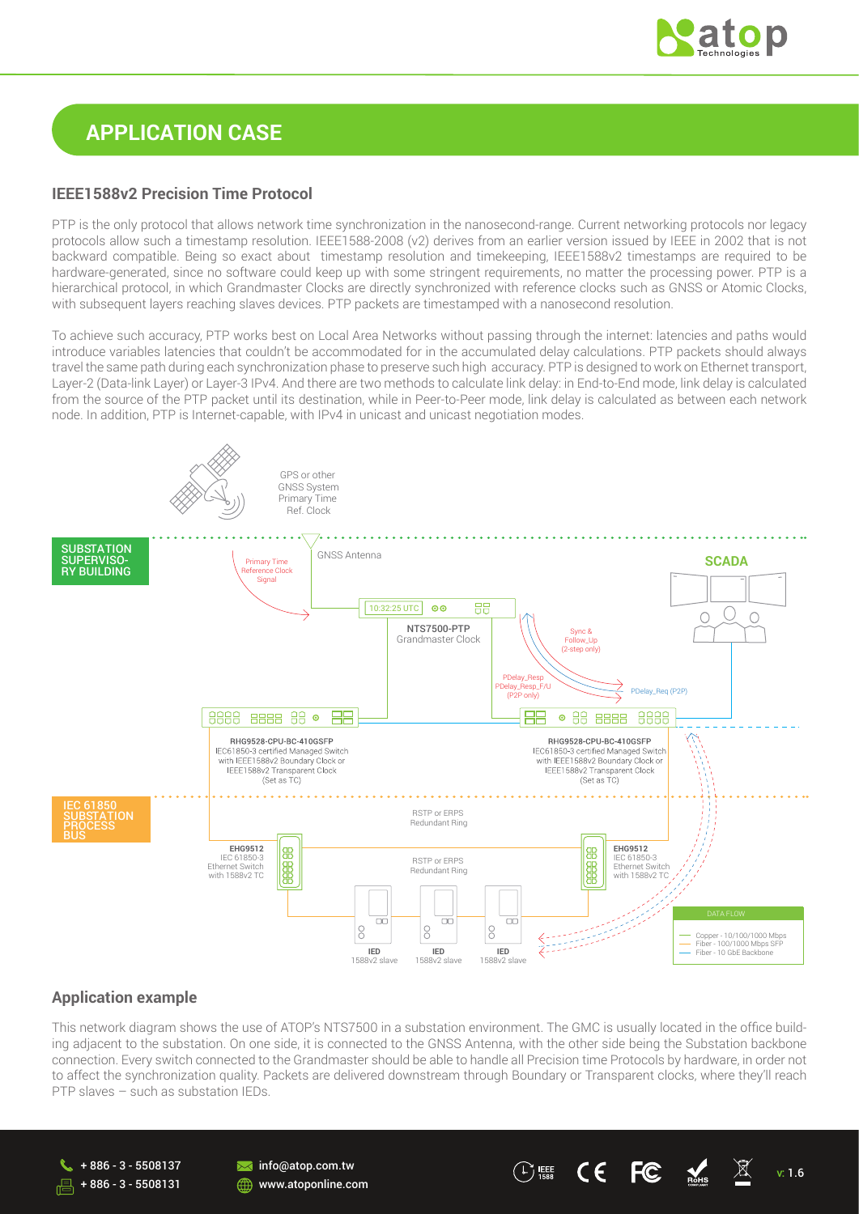## APPLICATION CASE

### IEEE1588v2 Precision Time Protocol

PTP is the only protocol that allows network time synchronization in the nanosecond-range. Current networking protocols nor legacy protocols allow such a timestamp resolution. IEEE1588-2008 (v2) derives from an earlier version issued by IEEE in 2002 that is not backward compatible. Being so exact about timestamp resolution and timekeeping, IEEE1588v2 timestamps are required to be hardware-generated, since no software could keep up with some stringent requirements, no matter the processing power. PTP is a hierarchical protocol, in which Grandmaster Clocks are directly synchronized with reference clocks such as GNSS or Atomic Clocks, with subsequent layers reaching slaves devices. PTP packets are timestamped with a nanosecond resolution.

To achieve such accuracy, PTP works best on Local Area Networks without passing through the internet: latencies and paths would introduce variables latencies that couldn't be accommodated for in the accumulated delay calculations. PTP packets should always travel the same path during each synchronization phase to preserve such high accuracy. PTP is designed to work on Ethernet transport, Layer-2 (Data-link Layer) or Layer-3 IPv4. And there are two methods to calculate link delay: in End-to-End mode, link delay is calculated from the source of the PTP packet until its destination, while in Peer-to-Peer mode, link delay is calculated as between each network node. In addition, PTP is Internet-capable, with IPv4 in unicast and unicast negotiation modes.

GPS or other GNSS System Primary Time Ref. Clock

SUBSTATION SUPERVISORY BUILDING

Primary Time Reference Clock Signal

GNSS Antenna

SCADA

10:32:25 UTC

NTS7500-PTP Grandmaster Clock

Sync & Follow_Up (2-step only)

PDelay_Resp PDelay_Resp_F/U (P2P only)

PDelay_Req (P2P)

RHG9528-CPU-BC-410GSFP IEC61850-3 certified Managed Switch with IEEE1588v2 Boundary Clock or IEEE1588v2 Transparent Clock (Set as TC)

RHG9528-CPU-BC-410GSFP IEC61850-3 certified Managed Switch with IEEE1588v2 Boundary Clock or IEEE1588v2 Transparent Clock (Set as TC)

IEC 61850 SUBSTATION PROCESS BUS

RSTP or ERPS Redundant Ring

EHG9512 IEC 61850-3 Ethernet Switch with 1588v2 TC

RSTP or ERPS Redundant Ring

EHG9512 IEC 61850-3 Ethernet Switch with 1588v2 TC

IED 1588v2 slave

IED 1588v2 slave

IED 1588v2 slave

DATA FLOW
- Copper - 10/100/1000 Mbps
- Fiber - 100/1000 Mbps SFP
- Fiber - 10 GbE Backbone

### Application example

This network diagram shows the use of ATOP's NTS7500 in a substation environment. The GMC is usually located in the office building adjacent to the substation. On one side, it is connected to the GNSS Antenna, with the other side being the Substation backbone connection. Every switch connected to the Grandmaster should be able to handle all Precision time Protocols by hardware, in order not to affect the synchronization quality. Packets are delivered downstream through Boundary or Transparent clocks, where they'll reach PTP slaves – such as substation IEDs.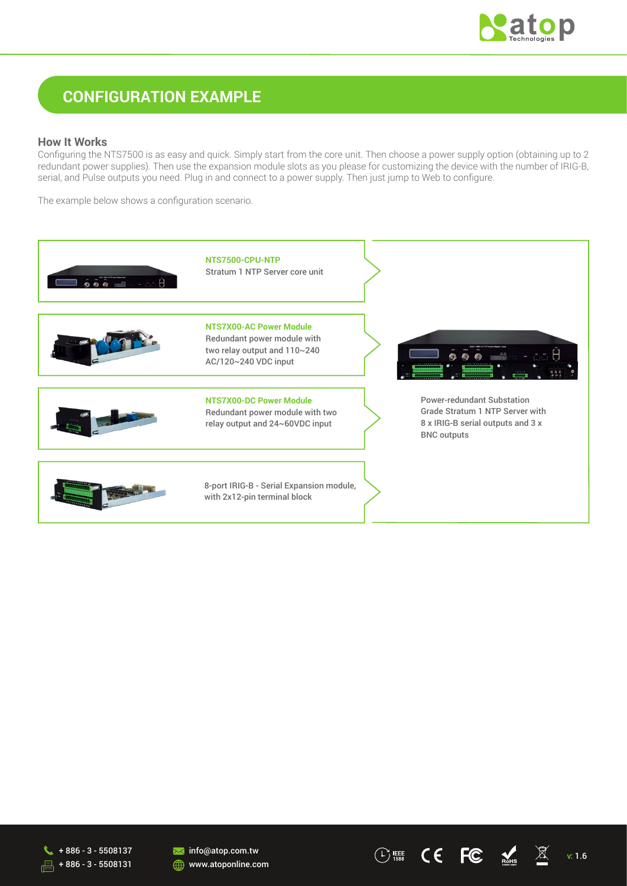## CONFIGURATION EXAMPLE

### How It Works

Configuring the NTS7500 is as easy and quick. Simply start from the core unit. Then choose a power supply option (obtaining up to 2 redundant power supplies). Then use the expansion module slots as you please for customizing the device with the number of IRIG-B, serial, and Pulse outputs you need. Plug in and connect to a power supply. Then just jump to Web to configure.

The example below shows a configuration scenario.

**NTS7500-CPU-NTP**
Stratum 1 NTP Server core unit

**NTS7X00-AC Power Module**
Redundant power module with two relay output and 110~240 AC/120~240 VDC input

**NTS7X00-DC Power Module**
Redundant power module with two relay output and 24~60VDC input

8-port IRIG-B - Serial Expansion module, with 2x12-pin terminal block

Power-redundant Substation Grade Stratum 1 NTP Server with 8 x IRIG-B serial outputs and 3 x BNC outputs

+ 886 - 3 - 5508137
+ 886 - 3 - 5508131
info@atop.com.tw
www.atoponline.com

v: 1.6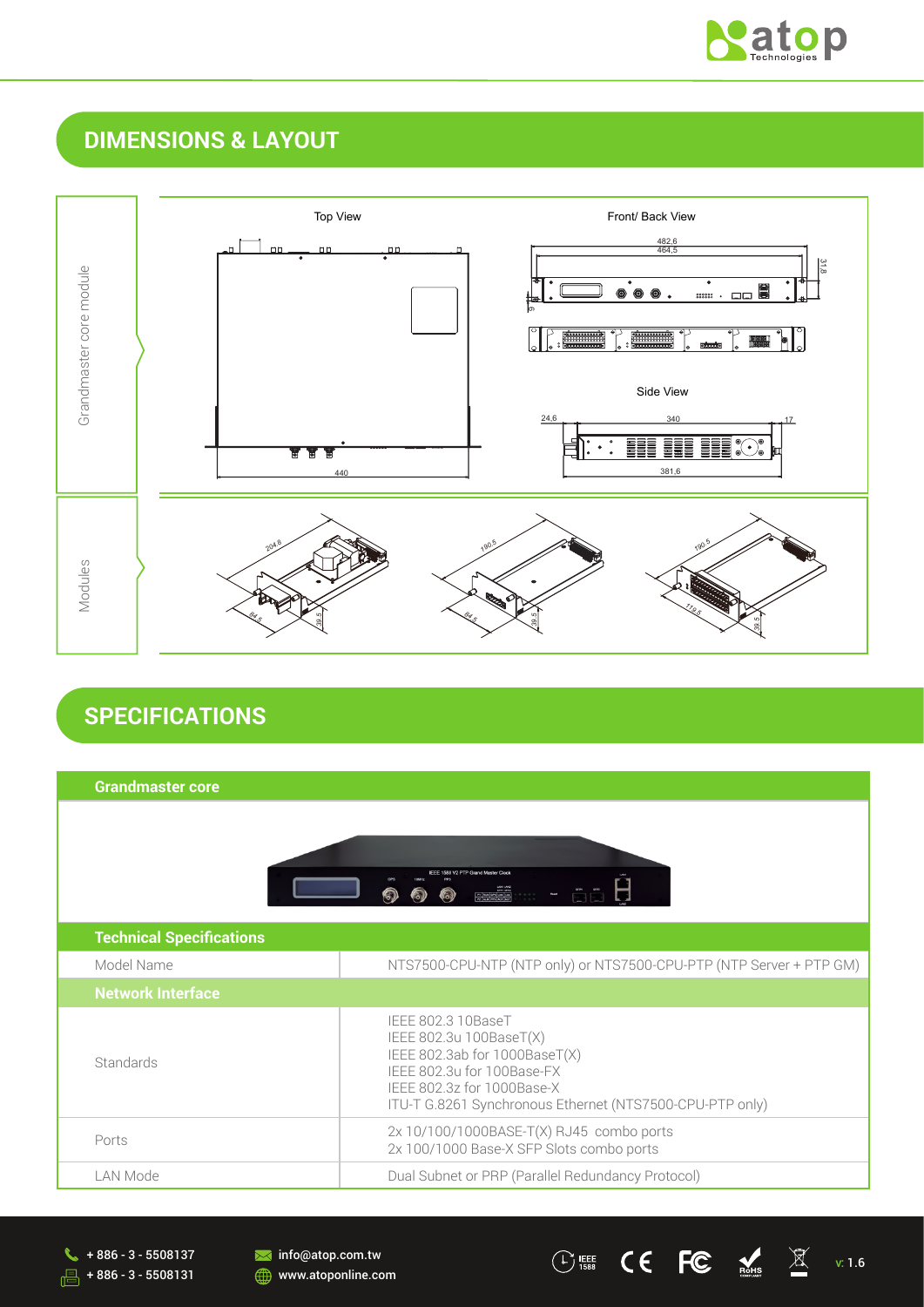## DIMENSIONS & LAYOUT

Grandmaster core module

Top View

Front/ Back View

Side View

Modules

## SPECIFICATIONS

| Grandmaster core | |
|---|---|
| **Technical Specifications** | |
| Model Name | NTS7500-CPU-NTP (NTP only) or NTS7500-CPU-PTP (NTP Server + PTP GM) |
| **Network Interface** | |
| Standards | IEEE 802.3 10BaseT<br>IEEE 802.3u 100BaseT(X)<br>IEEE 802.3ab for 1000BaseT(X)<br>IEEE 802.3u for 100Base-FX<br>IEEE 802.3z for 1000Base-X<br>ITU-T G.8261 Synchronous Ethernet (NTS7500-CPU-PTP only) |
| Ports | 2x 10/100/1000BASE-T(X) RJ45 combo ports<br>2x 100/1000 Base-X SFP Slots combo ports |
| LAN Mode | Dual Subnet or PRP (Parallel Redundancy Protocol) |

+ 886 - 3 - 5508137
+ 886 - 3 - 5508131
info@atop.com.tw
www.atoponline.com
v: 1.6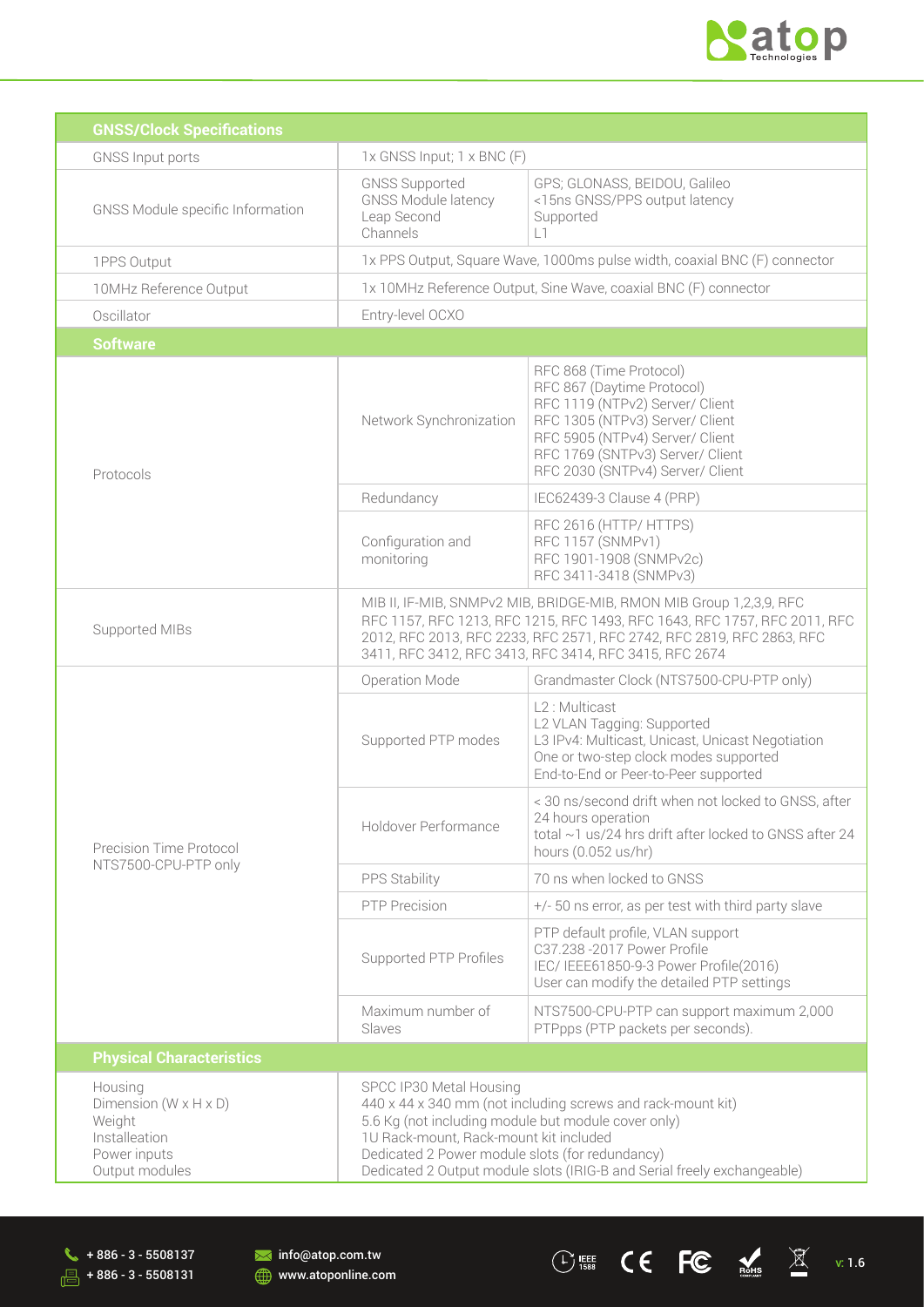| GNSS/Clock Specifications | | |
|---|---|---|
| GNSS Input ports | 1x GNSS Input; 1 x BNC (F) | |
| GNSS Module specific Information | GNSS Supported<br>GNSS Module latency<br>Leap Second<br>Channels | GPS; GLONASS, BEIDOU, Galileo<br><15ns GNSS/PPS output latency<br>Supported<br>L1 |
| 1PPS Output | 1x PPS Output, Square Wave, 1000ms pulse width, coaxial BNC (F) connector | |
| 10MHz Reference Output | 1x 10MHz Reference Output, Sine Wave, coaxial BNC (F) connector | |
| Oscillator | Entry-level OCXO | |
| **Software** | | |
| Protocols | Network Synchronization | RFC 868 (Time Protocol)<br>RFC 867 (Daytime Protocol)<br>RFC 1119 (NTPv2) Server/ Client<br>RFC 1305 (NTPv3) Server/ Client<br>RFC 5905 (NTPv4) Server/ Client<br>RFC 1769 (SNTPv3) Server/ Client<br>RFC 2030 (SNTPv4) Server/ Client |
| | Redundancy | IEC62439-3 Clause 4 (PRP) |
| | Configuration and monitoring | RFC 2616 (HTTP/ HTTPS)<br>RFC 1157 (SNMPv1)<br>RFC 1901-1908 (SNMPv2c)<br>RFC 3411-3418 (SNMPv3) |
| Supported MIBs | MIB II, IF-MIB, SNMPv2 MIB, BRIDGE-MIB, RMON MIB Group 1,2,3,9, RFC 1157, RFC 1213, RFC 1215, RFC 1493, RFC 1643, RFC 1757, RFC 2011, RFC 2012, RFC 2013, RFC 2233, RFC 2571, RFC 2742, RFC 2819, RFC 2863, RFC 3411, RFC 3412, RFC 3413, RFC 3414, RFC 3415, RFC 2674 | |
| Precision Time Protocol<br>NTS7500-CPU-PTP only | Operation Mode | Grandmaster Clock (NTS7500-CPU-PTP only) |
| | Supported PTP modes | L2 : Multicast<br>L2 VLAN Tagging: Supported<br>L3 IPv4: Multicast, Unicast, Unicast Negotiation<br>One or two-step clock modes supported<br>End-to-End or Peer-to-Peer supported |
| | Holdover Performance | < 30 ns/second drift when not locked to GNSS, after 24 hours operation<br>total ~1 us/24 hrs drift after locked to GNSS after 24 hours (0.052 us/hr) |
| | PPS Stability | 70 ns when locked to GNSS |
| | PTP Precision | +/- 50 ns error, as per test with third party slave |
| | Supported PTP Profiles | PTP default profile, VLAN support<br>C37.238 -2017 Power Profile<br>IEC/ IEEE61850-9-3 Power Profile(2016)<br>User can modify the detailed PTP settings |
| | Maximum number of Slaves | NTS7500-CPU-PTP can support maximum 2,000 PTPpps (PTP packets per seconds). |
| **Physical Characteristics** | | |
| Housing<br>Dimension (W x H x D)<br>Weight<br>Installeation<br>Power inputs<br>Output modules | SPCC IP30 Metal Housing<br>440 x 44 x 340 mm (not including screws and rack-mount kit)<br>5.6 Kg (not including module but module cover only)<br>1U Rack-mount, Rack-mount kit included<br>Dedicated 2 Power module slots (for redundancy)<br>Dedicated 2 Output module slots (IRIG-B and Serial freely exchangeable) | |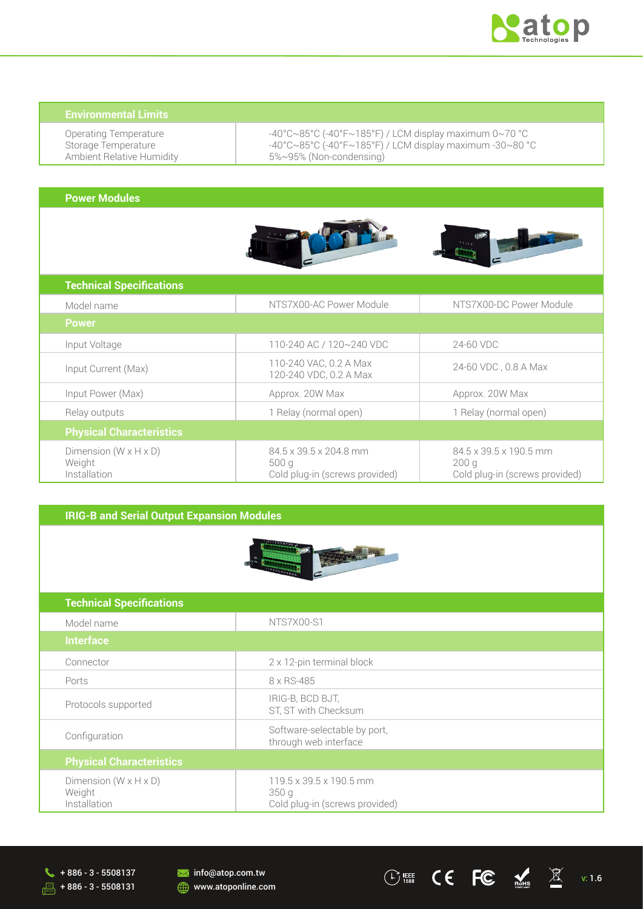## Environmental Limits

| Environmental Limits | |
|---|---|
| Operating Temperature | -40°C~85°C (-40°F~185°F) / LCM display maximum 0~70 °C |
| Storage Temperature | -40°C~85°C (-40°F~185°F) / LCM display maximum -30~80 °C |
| Ambient Relative Humidity | 5%~95% (Non-condensing) |

## Power Modules

### Technical Specifications

| Model name | NTS7X00-AC Power Module | NTS7X00-DC Power Module |
|---|---|---|
| **Power** | | |
| Input Voltage | 110-240 AC / 120~240 VDC | 24-60 VDC |
| Input Current (Max) | 110-240 VAC, 0.2 A Max<br>120-240 VDC, 0.2 A Max | 24-60 VDC , 0.8 A Max |
| Input Power (Max) | Approx. 20W Max | Approx. 20W Max |
| Relay outputs | 1 Relay (normal open) | 1 Relay (normal open) |
| **Physical Characteristics** | | |
| Dimension (W x H x D)<br>Weight<br>Installation | 84.5 x 39.5 x 204.8 mm<br>500 g<br>Cold plug-in (screws provided) | 84.5 x 39.5 x 190.5 mm<br>200 g<br>Cold plug-in (screws provided) |

## IRIG-B and Serial Output Expansion Modules

### Technical Specifications

| Model name | NTS7X00-S1 |
|---|---|
| **Interface** | |
| Connector | 2 x 12-pin terminal block |
| Ports | 8 x RS-485 |
| Protocols supported | IRIG-B, BCD BJT,<br>ST, ST with Checksum |
| Configuration | Software-selectable by port,<br>through web interface |
| **Physical Characteristics** | |
| Dimension (W x H x D)<br>Weight<br>Installation | 119.5 x 39.5 x 190.5 mm<br>350 g<br>Cold plug-in (screws provided) |

+ 886 - 3 - 5508137
+ 886 - 3 - 5508131
info@atop.com.tw
www.atoponline.com

v: 1.6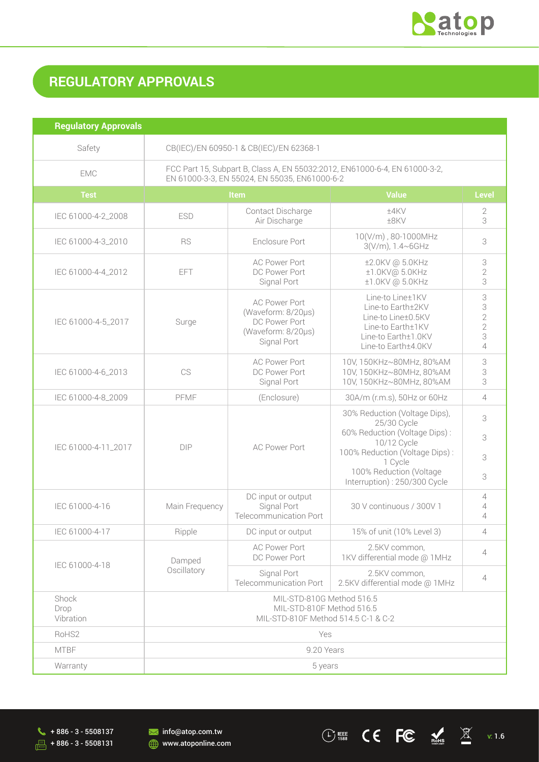# REGULATORY APPROVALS

| Regulatory Approvals | | | | |
|---|---|---|---|---|
| Safety | CB(IEC)/EN 60950-1 & CB(IEC)/EN 62368-1 | | | |
| EMC | FCC Part 15, Subpart B, Class A, EN 55032:2012, EN61000-6-4, EN 61000-3-2, EN 61000-3-3, EN 55024, EN 55035, EN61000-6-2 | | | |
| **Test** | **Item** | | **Value** | **Level** |
| IEC 61000-4-2_2008 | ESD | Contact Discharge<br>Air Discharge | ±4KV<br>±8KV | 2<br>3 |
| IEC 61000-4-3_2010 | RS | Enclosure Port | 10(V/m) , 80-1000MHz<br>3(V/m), 1.4~6GHz | 3 |
| IEC 61000-4-4_2012 | EFT | AC Power Port<br>DC Power Port<br>Signal Port | ±2.0KV @ 5.0KHz<br>±1.0KV@ 5.0KHz<br>±1.0KV @ 5.0KHz | 3<br>2<br>3 |
| IEC 61000-4-5_2017 | Surge | AC Power Port<br>(Waveform: 8/20μs)<br>DC Power Port<br>(Waveform: 8/20μs)<br>Signal Port | Line-to Line±1KV<br>Line-to Earth±2KV<br>Line-to Line±0.5KV<br>Line-to Earth±1KV<br>Line-to Earth±1.0KV<br>Line-to Earth±4.0KV | 3<br>3<br>2<br>2<br>3<br>4 |
| IEC 61000-4-6_2013 | CS | AC Power Port<br>DC Power Port<br>Signal Port | 10V, 150KHz~80MHz, 80%AM<br>10V, 150KHz~80MHz, 80%AM<br>10V, 150KHz~80MHz, 80%AM | 3<br>3<br>3 |
| IEC 61000-4-8_2009 | PFMF | (Enclosure) | 30A/m (r.m.s), 50Hz or 60Hz | 4 |
| IEC 61000-4-11_2017 | DIP | AC Power Port | 30% Reduction (Voltage Dips), 25/30 Cycle<br>60% Reduction (Voltage Dips) : 10/12 Cycle<br>100% Reduction (Voltage Dips) : 1 Cycle<br>100% Reduction (Voltage Interruption) : 250/300 Cycle | 3<br>3<br>3<br>3 |
| IEC 61000-4-16 | Main Frequency | DC input or output<br>Signal Port<br>Telecommunication Port | 30 V continuous / 300V 1 | 4<br>4<br>4 |
| IEC 61000-4-17 | Ripple | DC input or output | 15% of unit (10% Level 3) | 4 |
| IEC 61000-4-18 | Damped Oscillatory | AC Power Port<br>DC Power Port | 2.5KV common,<br>1KV differential mode @ 1MHz | 4 |
| | | Signal Port<br>Telecommunication Port | 2.5KV common,<br>2.5KV differential mode @ 1MHz | 4 |
| Shock<br>Drop<br>Vibration | MIL-STD-810G Method 516.5<br>MIL-STD-810F Method 516.5<br>MIL-STD-810F Method 514.5 C-1 & C-2 | | | |
| RoHS2 | Yes | | | |
| MTBF | 9.20 Years | | | |
| Warranty | 5 years | | | |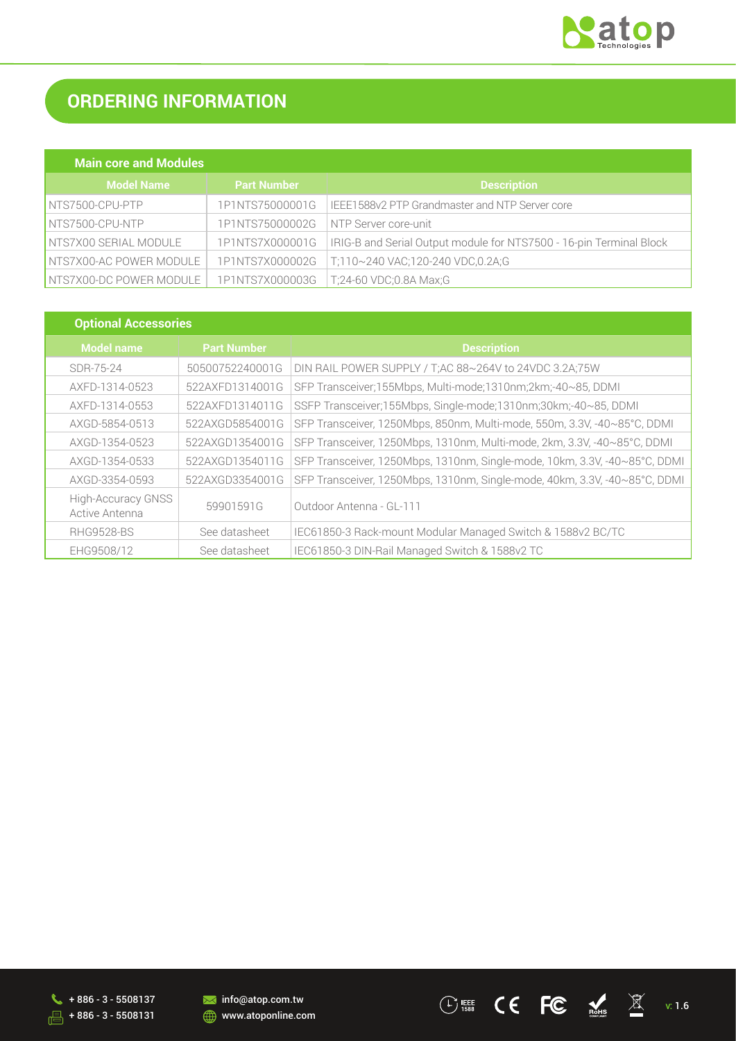# ORDERING INFORMATION

| Main core and Modules | | |
|---|---|---|
| **Model Name** | **Part Number** | **Description** |
| NTS7500-CPU-PTP | 1P1NTS75000001G | IEEE1588v2 PTP Grandmaster and NTP Server core |
| NTS7500-CPU-NTP | 1P1NTS75000002G | NTP Server core-unit |
| NTS7X00 SERIAL MODULE | 1P1NTS7X000001G | IRIG-B and Serial Output module for NTS7500 - 16-pin Terminal Block |
| NTS7X00-AC POWER MODULE | 1P1NTS7X000002G | T;110~240 VAC;120-240 VDC,0.2A;G |
| NTS7X00-DC POWER MODULE | 1P1NTS7X000003G | T;24-60 VDC;0.8A Max;G |

| Optional Accessories | | |
|---|---|---|
| **Model name** | **Part Number** | **Description** |
| SDR-75-24 | 50500752240001G | DIN RAIL POWER SUPPLY / T;AC 88~264V to 24VDC 3.2A;75W |
| AXFD-1314-0523 | 522AXFD1314001G | SFP Transceiver;155Mbps, Multi-mode;1310nm;2km;-40~85, DDMI |
| AXFD-1314-0553 | 522AXFD1314011G | SSFP Transceiver;155Mbps, Single-mode;1310nm;30km;-40~85, DDMI |
| AXGD-5854-0513 | 522AXGD5854001G | SFP Transceiver, 1250Mbps, 850nm, Multi-mode, 550m, 3.3V, -40~85°C, DDMI |
| AXGD-1354-0523 | 522AXGD1354001G | SFP Transceiver, 1250Mbps, 1310nm, Multi-mode, 2km, 3.3V, -40~85°C, DDMI |
| AXGD-1354-0533 | 522AXGD1354011G | SFP Transceiver, 1250Mbps, 1310nm, Single-mode, 10km, 3.3V, -40~85°C, DDMI |
| AXGD-3354-0593 | 522AXGD3354001G | SFP Transceiver, 1250Mbps, 1310nm, Single-mode, 40km, 3.3V, -40~85°C, DDMI |
| High-Accuracy GNSS Active Antenna | 59901591G | Outdoor Antenna - GL-111 |
| RHG9528-BS | See datasheet | IEC61850-3 Rack-mount Modular Managed Switch & 1588v2 BC/TC |
| EHG9508/12 | See datasheet | IEC61850-3 DIN-Rail Managed Switch & 1588v2 TC |

+ 886 - 3 - 5508137
+ 886 - 3 - 5508131
info@atop.com.tw
www.atoponline.com

v: 1.6